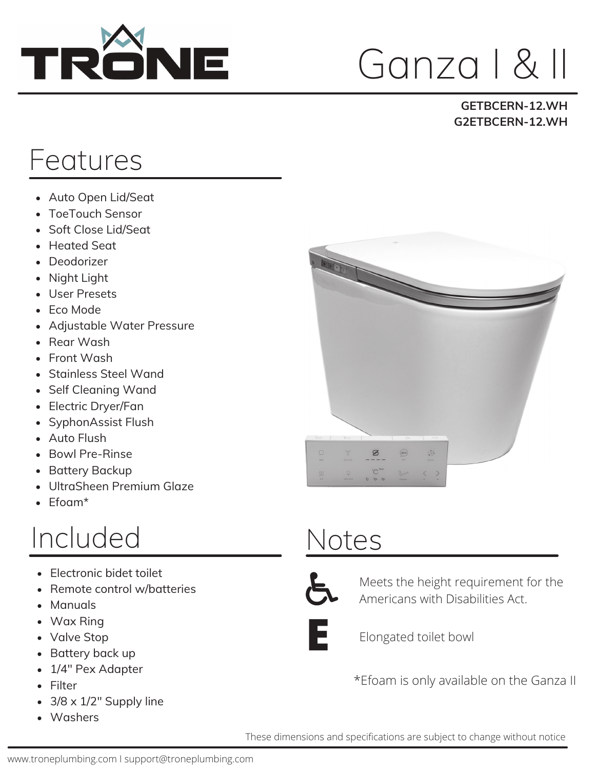# TRONE

# Ganza I & II

**GETBCERN-12.WH**
**G2ETBCERN-12.WH**

## Features

- Auto Open Lid/Seat
- ToeTouch Sensor
- Soft Close Lid/Seat
- Heated Seat
- Deodorizer
- Night Light
- User Presets
- Eco Mode
- Adjustable Water Pressure
- Rear Wash
- Front Wash
- Stainless Steel Wand
- Self Cleaning Wand
- Electric Dryer/Fan
- SyphonAssist Flush
- Auto Flush
- Bowl Pre-Rinse
- Battery Backup
- UltraSheen Premium Glaze
- Efoam*

## Included

- Electronic bidet toilet
- Remote control w/batteries
- Manuals
- Wax Ring
- Valve Stop
- Battery back up
- 1/4" Pex Adapter
- Filter
- 3/8 x 1/2" Supply line
- Washers

## Notes

Meets the height requirement for the Americans with Disabilities Act.

Elongated toilet bowl

*Efoam is only available on the Ganza II

These dimensions and specifications are subject to change without notice

www.troneplumbing.com I support@troneplumbing.com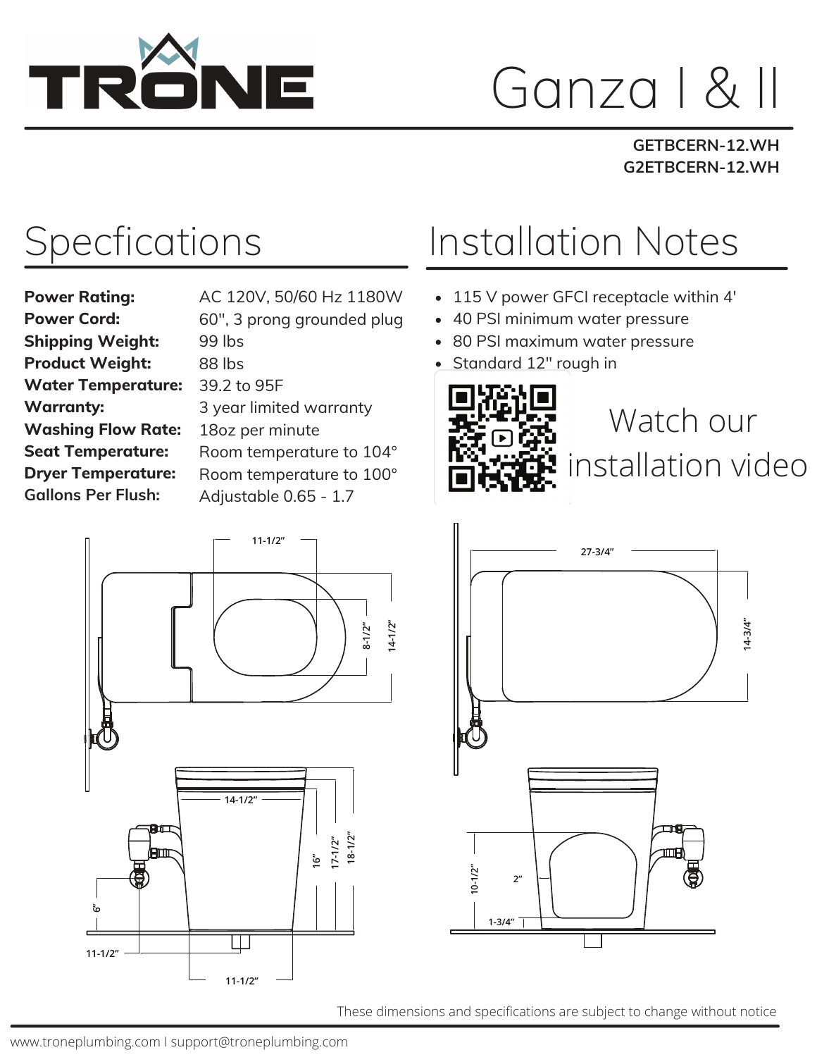# TRONE

# Ganza I & II

**GETBCERN-12.WH**
**G2ETBCERN-12.WH**

## Specfications

| | |
|---|---|
| **Power Rating:** | AC 120V, 50/60 Hz 1180W |
| **Power Cord:** | 60", 3 prong grounded plug |
| **Shipping Weight:** | 99 lbs |
| **Product Weight:** | 88 lbs |
| **Water Temperature:** | 39.2 to 95F |
| **Warranty:** | 3 year limited warranty |
| **Washing Flow Rate:** | 18oz per minute |
| **Seat Temperature:** | Room temperature to 104° |
| **Dryer Temperature:** | Room temperature to 100° |
| **Gallons Per Flush:** | Adjustable 0.65 - 1.7 |

## Installation Notes

- 115 V power GFCI receptacle within 4'
- 40 PSI minimum water pressure
- 80 PSI maximum water pressure
- Standard 12" rough in

Watch our installation video

11-1/2"
8-1/2"
14-1/2"
27-3/4"
14-3/4"
14-1/2"
16"
17-1/2"
18-1/2"
6"
11-1/2"
11-1/2"
10-1/2"
2"
1-3/4"

These dimensions and specifications are subject to change without notice

www.troneplumbing.com I support@troneplumbing.com